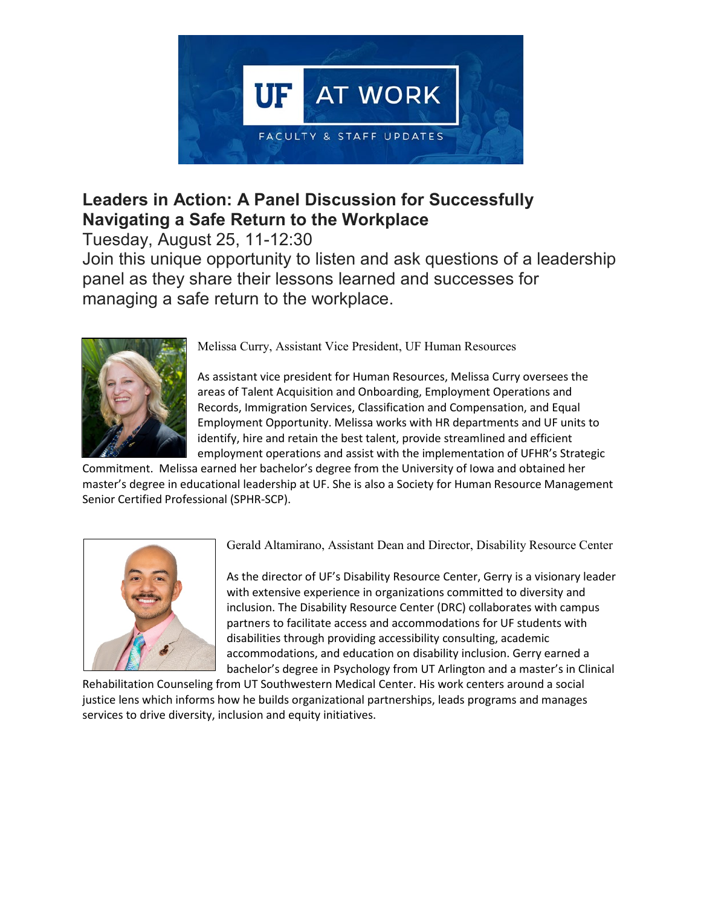UF AT WORK

FACULTY & STAFF UPDATES

## Leaders in Action: A Panel Discussion for Successfully Navigating a Safe Return to the Workplace

Tuesday, August 25, 11-12:30

Join this unique opportunity to listen and ask questions of a leadership panel as they share their lessons learned and successes for managing a safe return to the workplace.

Melissa Curry, Assistant Vice President, UF Human Resources

As assistant vice president for Human Resources, Melissa Curry oversees the areas of Talent Acquisition and Onboarding, Employment Operations and Records, Immigration Services, Classification and Compensation, and Equal Employment Opportunity. Melissa works with HR departments and UF units to identify, hire and retain the best talent, provide streamlined and efficient employment operations and assist with the implementation of UFHR's Strategic Commitment. Melissa earned her bachelor's degree from the University of Iowa and obtained her master's degree in educational leadership at UF. She is also a Society for Human Resource Management Senior Certified Professional (SPHR-SCP).

Gerald Altamirano, Assistant Dean and Director, Disability Resource Center

As the director of UF's Disability Resource Center, Gerry is a visionary leader with extensive experience in organizations committed to diversity and inclusion. The Disability Resource Center (DRC) collaborates with campus partners to facilitate access and accommodations for UF students with disabilities through providing accessibility consulting, academic accommodations, and education on disability inclusion. Gerry earned a bachelor's degree in Psychology from UT Arlington and a master's in Clinical Rehabilitation Counseling from UT Southwestern Medical Center. His work centers around a social justice lens which informs how he builds organizational partnerships, leads programs and manages services to drive diversity, inclusion and equity initiatives.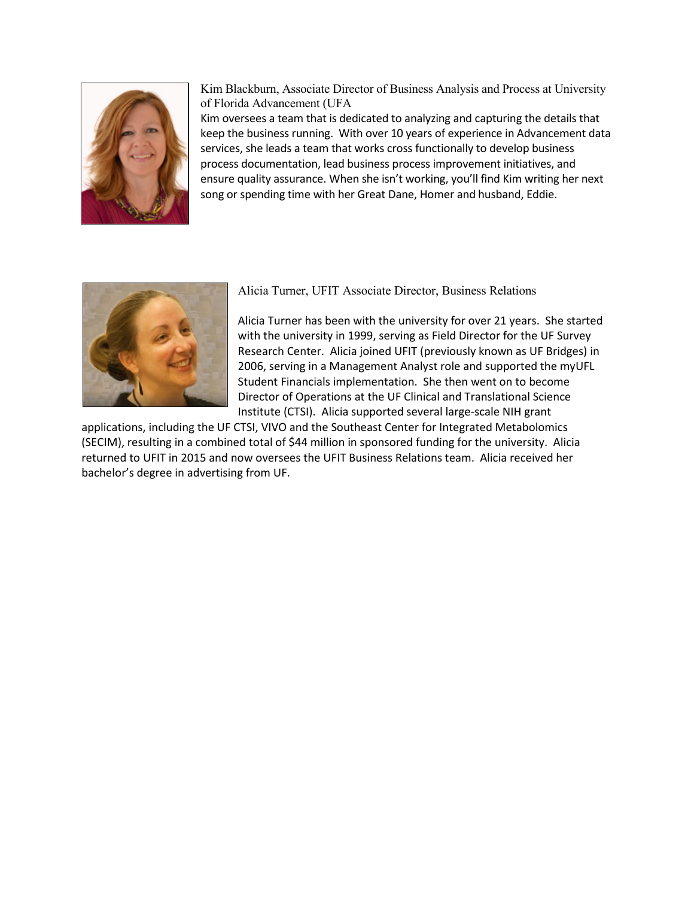Kim Blackburn, Associate Director of Business Analysis and Process at University of Florida Advancement (UFA

Kim oversees a team that is dedicated to analyzing and capturing the details that keep the business running. With over 10 years of experience in Advancement data services, she leads a team that works cross functionally to develop business process documentation, lead business process improvement initiatives, and ensure quality assurance. When she isn't working, you'll find Kim writing her next song or spending time with her Great Dane, Homer and husband, Eddie.

Alicia Turner, UFIT Associate Director, Business Relations

Alicia Turner has been with the university for over 21 years. She started with the university in 1999, serving as Field Director for the UF Survey Research Center. Alicia joined UFIT (previously known as UF Bridges) in 2006, serving in a Management Analyst role and supported the myUFL Student Financials implementation. She then went on to become Director of Operations at the UF Clinical and Translational Science Institute (CTSI). Alicia supported several large-scale NIH grant applications, including the UF CTSI, VIVO and the Southeast Center for Integrated Metabolomics (SECIM), resulting in a combined total of $44 million in sponsored funding for the university. Alicia returned to UFIT in 2015 and now oversees the UFIT Business Relations team. Alicia received her bachelor's degree in advertising from UF.